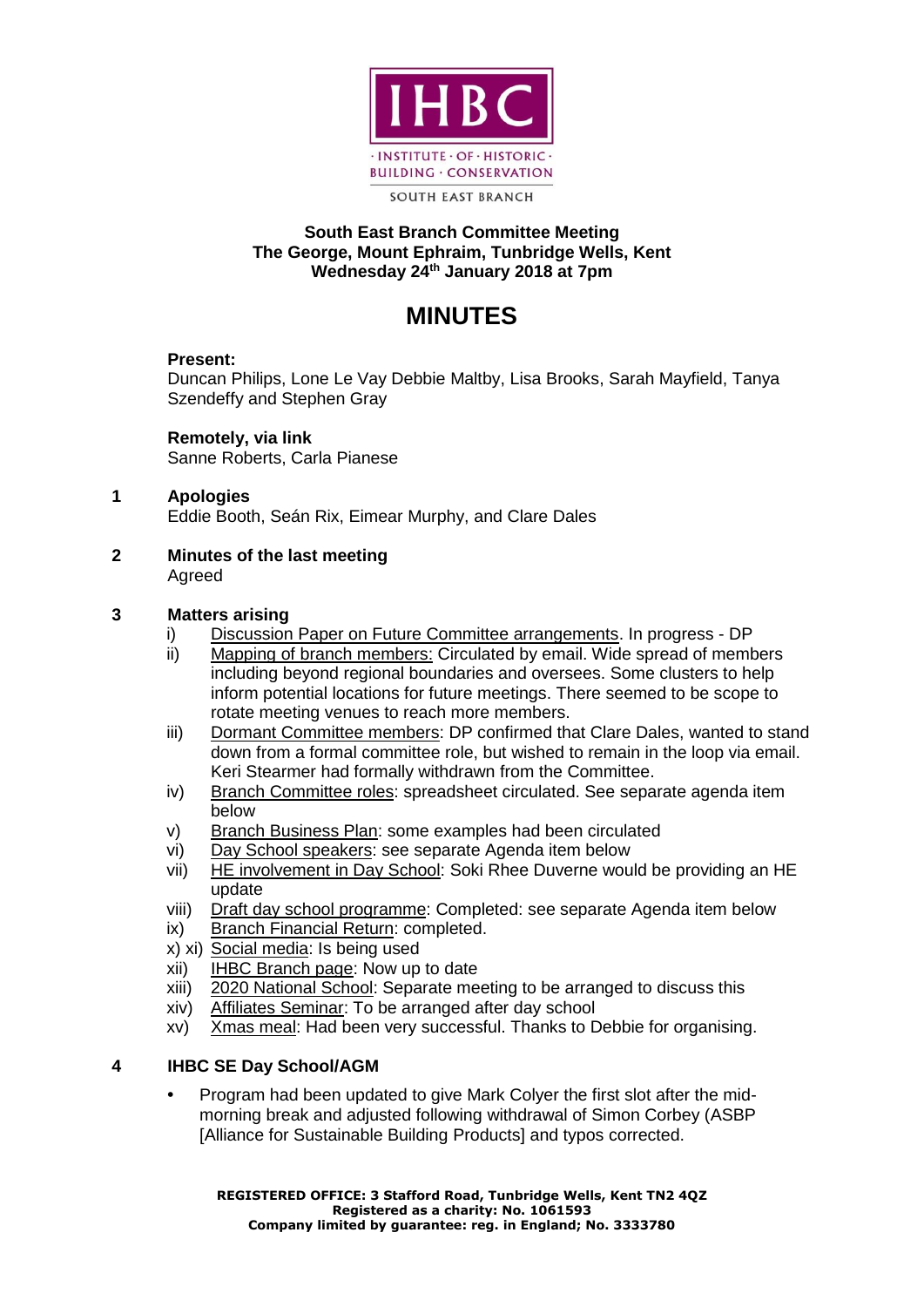IHBC

· INSTITUTE · OF · HISTORIC ·
BUILDING · CONSERVATION

SOUTH EAST BRANCH

**South East Branch Committee Meeting**
**The George, Mount Ephraim, Tunbridge Wells, Kent**
**Wednesday 24th January 2018 at 7pm**

# MINUTES

**Present:**
Duncan Philips, Lone Le Vay Debbie Maltby, Lisa Brooks, Sarah Mayfield, Tanya Szendeffy and Stephen Gray

**Remotely, via link**
Sanne Roberts, Carla Pianese

## 1 Apologies

Eddie Booth, Seán Rix, Eimear Murphy, and Clare Dales

## 2 Minutes of the last meeting

Agreed

## 3 Matters arising

i) Discussion Paper on Future Committee arrangements. In progress - DP

ii) Mapping of branch members: Circulated by email. Wide spread of members including beyond regional boundaries and oversees. Some clusters to help inform potential locations for future meetings. There seemed to be scope to rotate meeting venues to reach more members.

iii) Dormant Committee members: DP confirmed that Clare Dales, wanted to stand down from a formal committee role, but wished to remain in the loop via email. Keri Stearmer had formally withdrawn from the Committee.

iv) Branch Committee roles: spreadsheet circulated. See separate agenda item below

v) Branch Business Plan: some examples had been circulated

vi) Day School speakers: see separate Agenda item below

vii) HE involvement in Day School: Soki Rhee Duverne would be providing an HE update

viii) Draft day school programme: Completed: see separate Agenda item below

ix) Branch Financial Return: completed.

x) xi) Social media: Is being used

xii) IHBC Branch page: Now up to date

xiii) 2020 National School: Separate meeting to be arranged to discuss this

xiv) Affiliates Seminar: To be arranged after day school

xv) Xmas meal: Had been very successful. Thanks to Debbie for organising.

## 4 IHBC SE Day School/AGM

- Program had been updated to give Mark Colyer the first slot after the mid-morning break and adjusted following withdrawal of Simon Corbey (ASBP [Alliance for Sustainable Building Products] and typos corrected.

**REGISTERED OFFICE: 3 Stafford Road, Tunbridge Wells, Kent TN2 4QZ**
**Registered as a charity: No. 1061593**
**Company limited by guarantee: reg. in England; No. 3333780**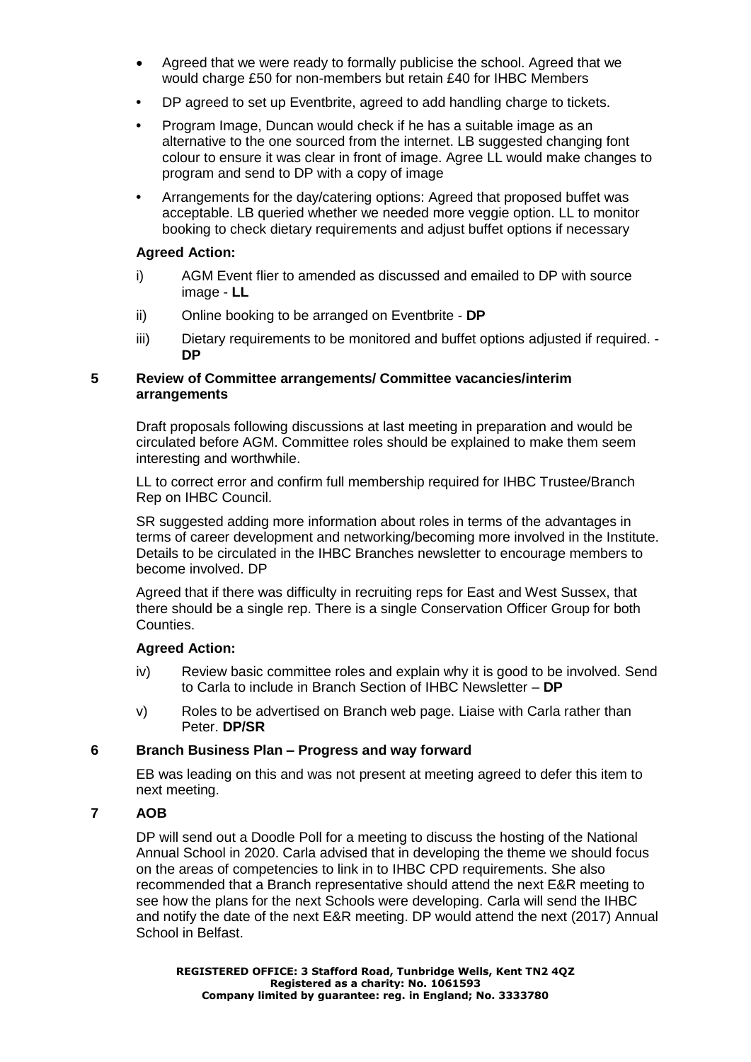- Agreed that we were ready to formally publicise the school. Agreed that we would charge £50 for non-members but retain £40 for IHBC Members
- DP agreed to set up Eventbrite, agreed to add handling charge to tickets.
- Program Image, Duncan would check if he has a suitable image as an alternative to the one sourced from the internet. LB suggested changing font colour to ensure it was clear in front of image. Agree LL would make changes to program and send to DP with a copy of image
- Arrangements for the day/catering options: Agreed that proposed buffet was acceptable. LB queried whether we needed more veggie option. LL to monitor booking to check dietary requirements and adjust buffet options if necessary

**Agreed Action:**

i) AGM Event flier to amended as discussed and emailed to DP with source image - **LL**

ii) Online booking to be arranged on Eventbrite - **DP**

iii) Dietary requirements to be monitored and buffet options adjusted if required. - **DP**

## 5 Review of Committee arrangements/ Committee vacancies/interim arrangements

Draft proposals following discussions at last meeting in preparation and would be circulated before AGM. Committee roles should be explained to make them seem interesting and worthwhile.

LL to correct error and confirm full membership required for IHBC Trustee/Branch Rep on IHBC Council.

SR suggested adding more information about roles in terms of the advantages in terms of career development and networking/becoming more involved in the Institute. Details to be circulated in the IHBC Branches newsletter to encourage members to become involved. DP

Agreed that if there was difficulty in recruiting reps for East and West Sussex, that there should be a single rep. There is a single Conservation Officer Group for both Counties.

**Agreed Action:**

iv) Review basic committee roles and explain why it is good to be involved. Send to Carla to include in Branch Section of IHBC Newsletter – **DP**

v) Roles to be advertised on Branch web page. Liaise with Carla rather than Peter. **DP/SR**

## 6 Branch Business Plan – Progress and way forward

EB was leading on this and was not present at meeting agreed to defer this item to next meeting.

## 7 AOB

DP will send out a Doodle Poll for a meeting to discuss the hosting of the National Annual School in 2020. Carla advised that in developing the theme we should focus on the areas of competencies to link in to IHBC CPD requirements. She also recommended that a Branch representative should attend the next E&R meeting to see how the plans for the next Schools were developing. Carla will send the IHBC and notify the date of the next E&R meeting. DP would attend the next (2017) Annual School in Belfast.

**REGISTERED OFFICE: 3 Stafford Road, Tunbridge Wells, Kent TN2 4QZ**
**Registered as a charity: No. 1061593**
**Company limited by guarantee: reg. in England; No. 3333780**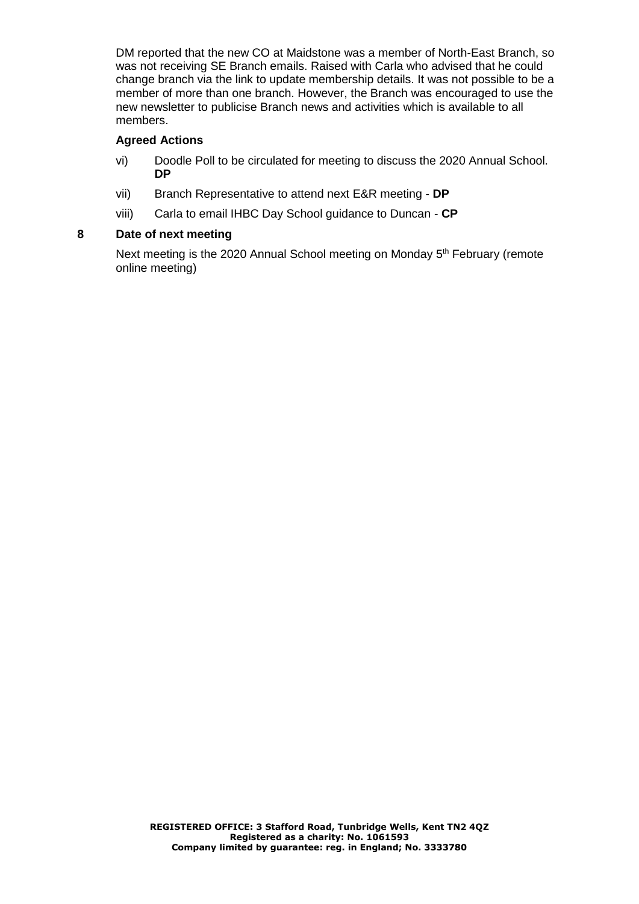DM reported that the new CO at Maidstone was a member of North-East Branch, so was not receiving SE Branch emails. Raised with Carla who advised that he could change branch via the link to update membership details. It was not possible to be a member of more than one branch. However, the Branch was encouraged to use the new newsletter to publicise Branch news and activities which is available to all members.

**Agreed Actions**

vi) Doodle Poll to be circulated for meeting to discuss the 2020 Annual School. **DP**

vii) Branch Representative to attend next E&R meeting - **DP**

viii) Carla to email IHBC Day School guidance to Duncan - **CP**

## 8 Date of next meeting

Next meeting is the 2020 Annual School meeting on Monday 5th February (remote online meeting)

**REGISTERED OFFICE: 3 Stafford Road, Tunbridge Wells, Kent TN2 4QZ**
**Registered as a charity: No. 1061593**
**Company limited by guarantee: reg. in England; No. 3333780**